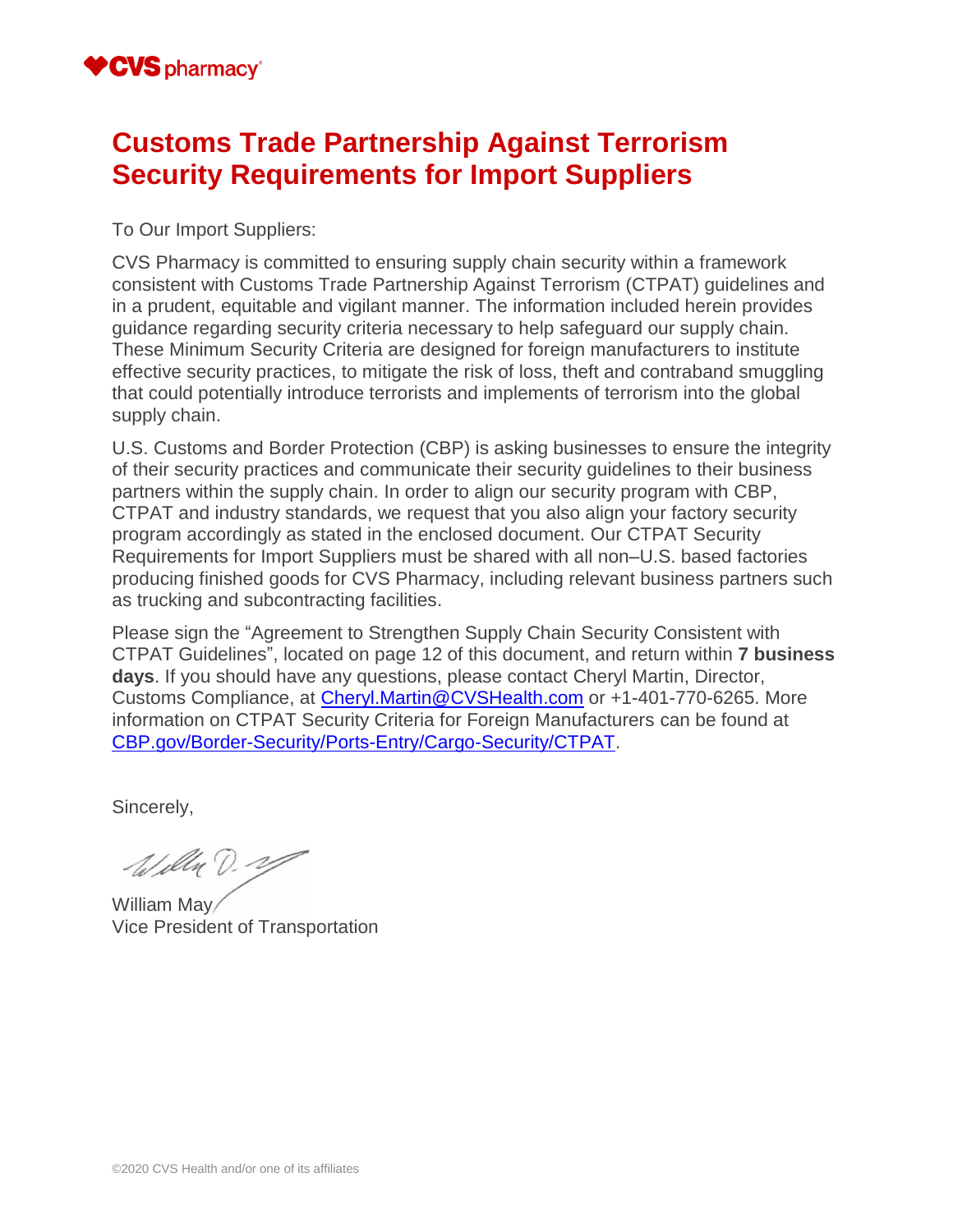CVS pharmacy

# Customs Trade Partnership Against Terrorism Security Requirements for Import Suppliers

To Our Import Suppliers:

CVS Pharmacy is committed to ensuring supply chain security within a framework consistent with Customs Trade Partnership Against Terrorism (CTPAT) guidelines and in a prudent, equitable and vigilant manner. The information included herein provides guidance regarding security criteria necessary to help safeguard our supply chain. These Minimum Security Criteria are designed for foreign manufacturers to institute effective security practices, to mitigate the risk of loss, theft and contraband smuggling that could potentially introduce terrorists and implements of terrorism into the global supply chain.

U.S. Customs and Border Protection (CBP) is asking businesses to ensure the integrity of their security practices and communicate their security guidelines to their business partners within the supply chain. In order to align our security program with CBP, CTPAT and industry standards, we request that you also align your factory security program accordingly as stated in the enclosed document. Our CTPAT Security Requirements for Import Suppliers must be shared with all non–U.S. based factories producing finished goods for CVS Pharmacy, including relevant business partners such as trucking and subcontracting facilities.

Please sign the "Agreement to Strengthen Supply Chain Security Consistent with CTPAT Guidelines", located on page 12 of this document, and return within **7 business days**. If you should have any questions, please contact Cheryl Martin, Director, Customs Compliance, at Cheryl.Martin@CVSHealth.com or +1-401-770-6265. More information on CTPAT Security Criteria for Foreign Manufacturers can be found at CBP.gov/Border-Security/Ports-Entry/Cargo-Security/CTPAT.

Sincerely,

William May
Vice President of Transportation

©2020 CVS Health and/or one of its affiliates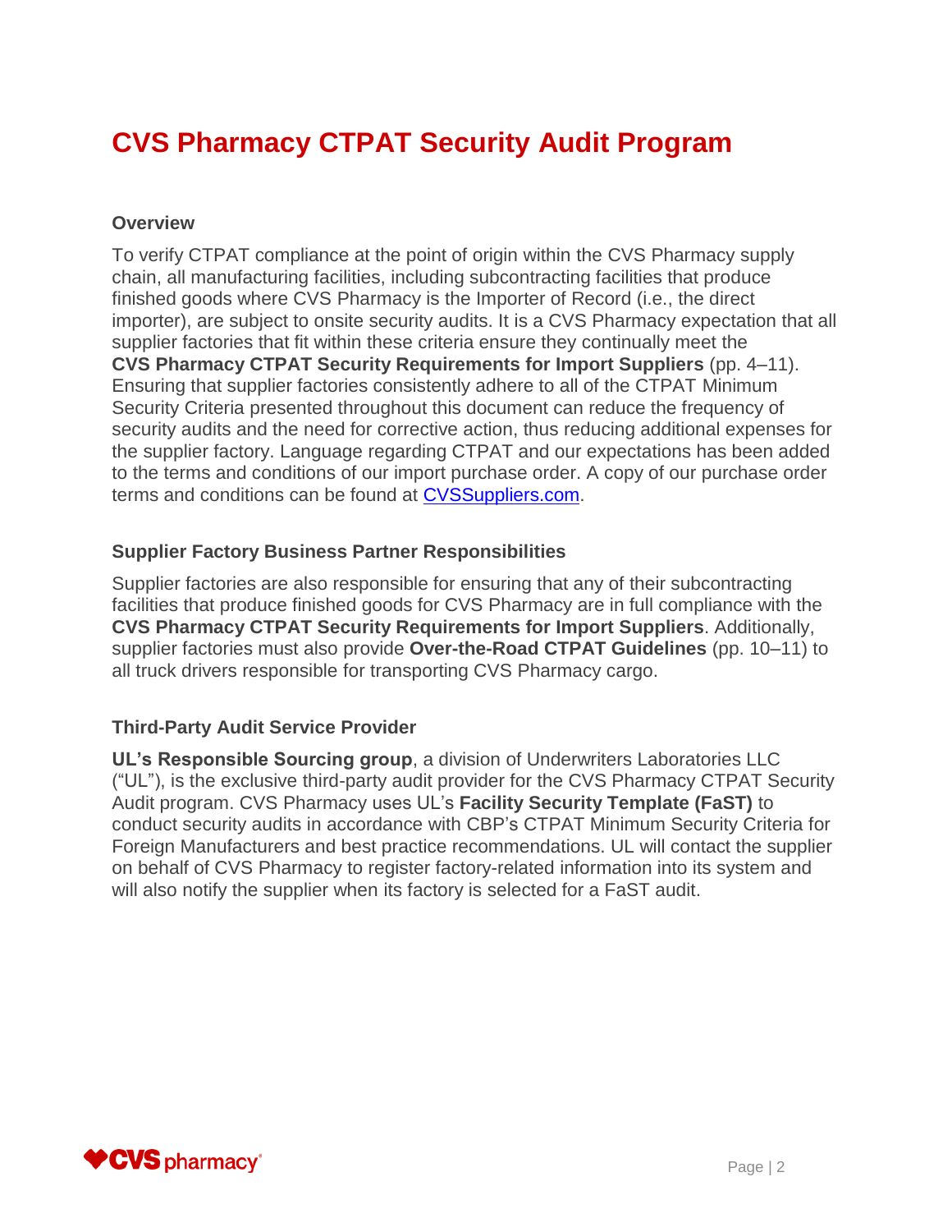# CVS Pharmacy CTPAT Security Audit Program

### Overview

To verify CTPAT compliance at the point of origin within the CVS Pharmacy supply chain, all manufacturing facilities, including subcontracting facilities that produce finished goods where CVS Pharmacy is the Importer of Record (i.e., the direct importer), are subject to onsite security audits. It is a CVS Pharmacy expectation that all supplier factories that fit within these criteria ensure they continually meet the **CVS Pharmacy CTPAT Security Requirements for Import Suppliers** (pp. 4–11). Ensuring that supplier factories consistently adhere to all of the CTPAT Minimum Security Criteria presented throughout this document can reduce the frequency of security audits and the need for corrective action, thus reducing additional expenses for the supplier factory. Language regarding CTPAT and our expectations has been added to the terms and conditions of our import purchase order. A copy of our purchase order terms and conditions can be found at [CVSSuppliers.com](CVSSuppliers.com).

### Supplier Factory Business Partner Responsibilities

Supplier factories are also responsible for ensuring that any of their subcontracting facilities that produce finished goods for CVS Pharmacy are in full compliance with the **CVS Pharmacy CTPAT Security Requirements for Import Suppliers**. Additionally, supplier factories must also provide **Over-the-Road CTPAT Guidelines** (pp. 10–11) to all truck drivers responsible for transporting CVS Pharmacy cargo.

### Third-Party Audit Service Provider

**UL's Responsible Sourcing group**, a division of Underwriters Laboratories LLC ("UL"), is the exclusive third-party audit provider for the CVS Pharmacy CTPAT Security Audit program. CVS Pharmacy uses UL's **Facility Security Template (FaST)** to conduct security audits in accordance with CBP's CTPAT Minimum Security Criteria for Foreign Manufacturers and best practice recommendations. UL will contact the supplier on behalf of CVS Pharmacy to register factory-related information into its system and will also notify the supplier when its factory is selected for a FaST audit.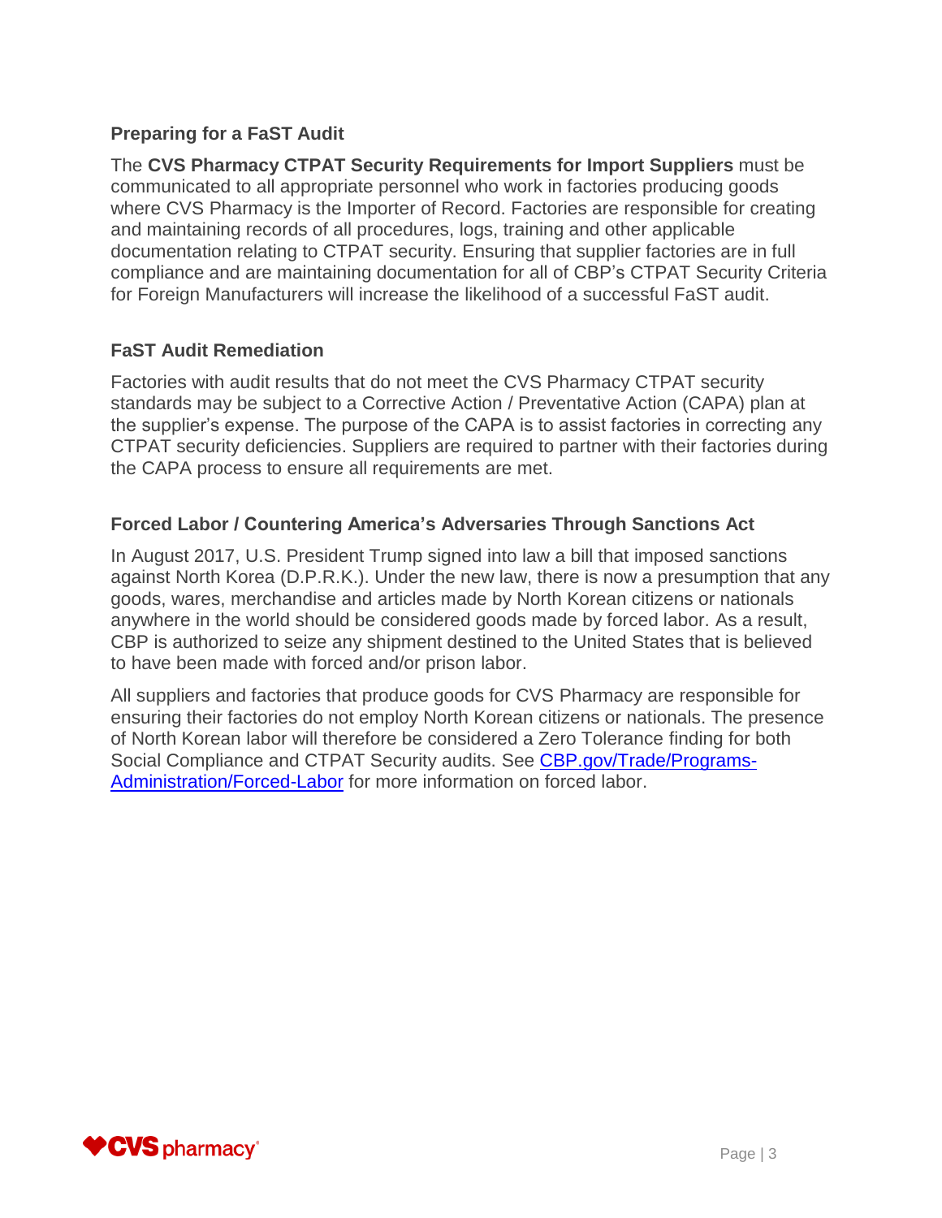### Preparing for a FaST Audit

The **CVS Pharmacy CTPAT Security Requirements for Import Suppliers** must be communicated to all appropriate personnel who work in factories producing goods where CVS Pharmacy is the Importer of Record. Factories are responsible for creating and maintaining records of all procedures, logs, training and other applicable documentation relating to CTPAT security. Ensuring that supplier factories are in full compliance and are maintaining documentation for all of CBP's CTPAT Security Criteria for Foreign Manufacturers will increase the likelihood of a successful FaST audit.

### FaST Audit Remediation

Factories with audit results that do not meet the CVS Pharmacy CTPAT security standards may be subject to a Corrective Action / Preventative Action (CAPA) plan at the supplier's expense. The purpose of the CAPA is to assist factories in correcting any CTPAT security deficiencies. Suppliers are required to partner with their factories during the CAPA process to ensure all requirements are met.

### Forced Labor / Countering America's Adversaries Through Sanctions Act

In August 2017, U.S. President Trump signed into law a bill that imposed sanctions against North Korea (D.P.R.K.). Under the new law, there is now a presumption that any goods, wares, merchandise and articles made by North Korean citizens or nationals anywhere in the world should be considered goods made by forced labor. As a result, CBP is authorized to seize any shipment destined to the United States that is believed to have been made with forced and/or prison labor.

All suppliers and factories that produce goods for CVS Pharmacy are responsible for ensuring their factories do not employ North Korean citizens or nationals. The presence of North Korean labor will therefore be considered a Zero Tolerance finding for both Social Compliance and CTPAT Security audits. See [CBP.gov/Trade/Programs-Administration/Forced-Labor](CBP.gov/Trade/Programs-Administration/Forced-Labor) for more information on forced labor.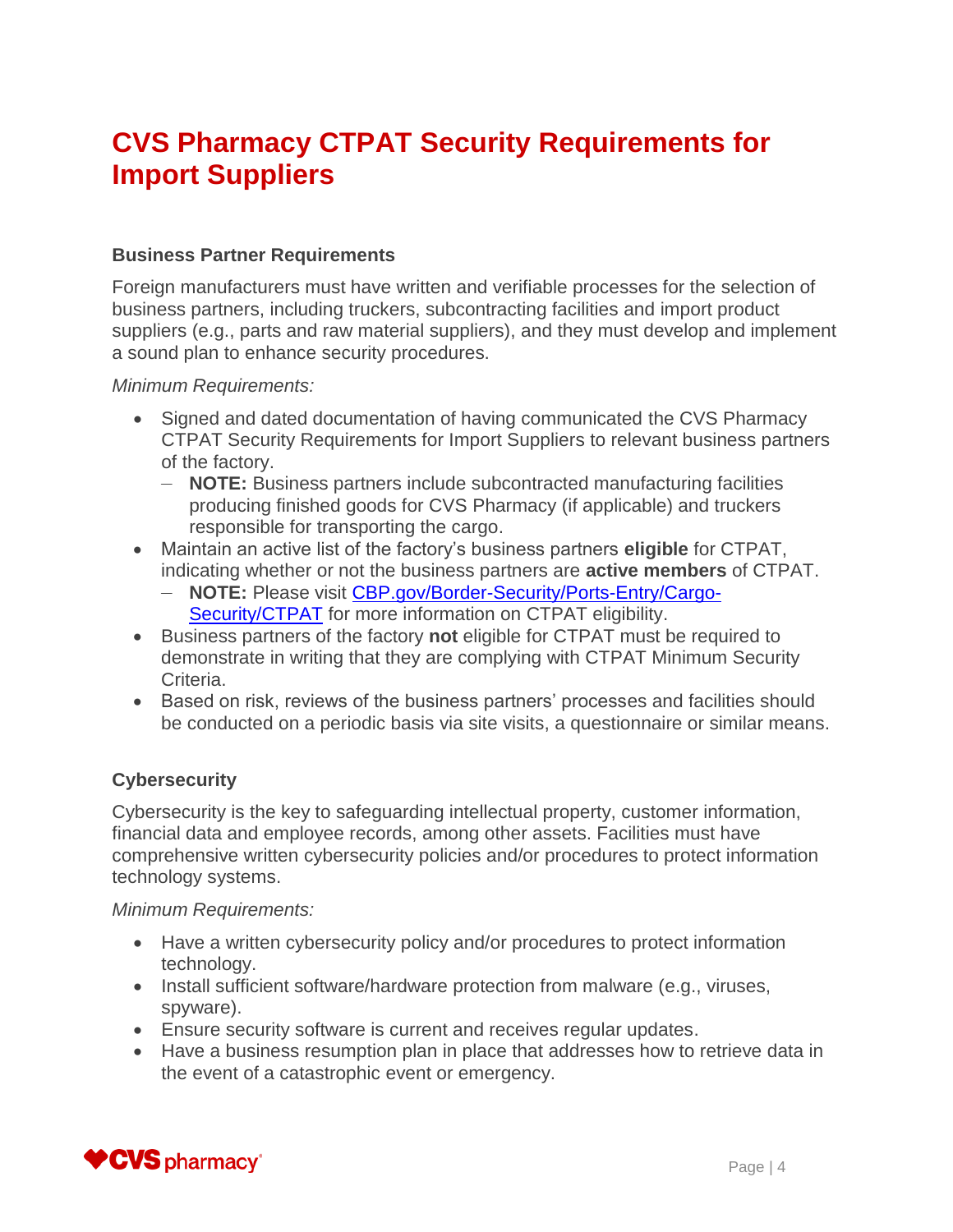# CVS Pharmacy CTPAT Security Requirements for Import Suppliers

### Business Partner Requirements

Foreign manufacturers must have written and verifiable processes for the selection of business partners, including truckers, subcontracting facilities and import product suppliers (e.g., parts and raw material suppliers), and they must develop and implement a sound plan to enhance security procedures.

*Minimum Requirements:*

- Signed and dated documentation of having communicated the CVS Pharmacy CTPAT Security Requirements for Import Suppliers to relevant business partners of the factory.
  - **NOTE:** Business partners include subcontracted manufacturing facilities producing finished goods for CVS Pharmacy (if applicable) and truckers responsible for transporting the cargo.
- Maintain an active list of the factory's business partners **eligible** for CTPAT, indicating whether or not the business partners are **active members** of CTPAT.
  - **NOTE:** Please visit [CBP.gov/Border-Security/Ports-Entry/Cargo-Security/CTPAT](CBP.gov/Border-Security/Ports-Entry/Cargo-Security/CTPAT) for more information on CTPAT eligibility.
- Business partners of the factory **not** eligible for CTPAT must be required to demonstrate in writing that they are complying with CTPAT Minimum Security Criteria.
- Based on risk, reviews of the business partners' processes and facilities should be conducted on a periodic basis via site visits, a questionnaire or similar means.

### Cybersecurity

Cybersecurity is the key to safeguarding intellectual property, customer information, financial data and employee records, among other assets. Facilities must have comprehensive written cybersecurity policies and/or procedures to protect information technology systems.

*Minimum Requirements:*

- Have a written cybersecurity policy and/or procedures to protect information technology.
- Install sufficient software/hardware protection from malware (e.g., viruses, spyware).
- Ensure security software is current and receives regular updates.
- Have a business resumption plan in place that addresses how to retrieve data in the event of a catastrophic event or emergency.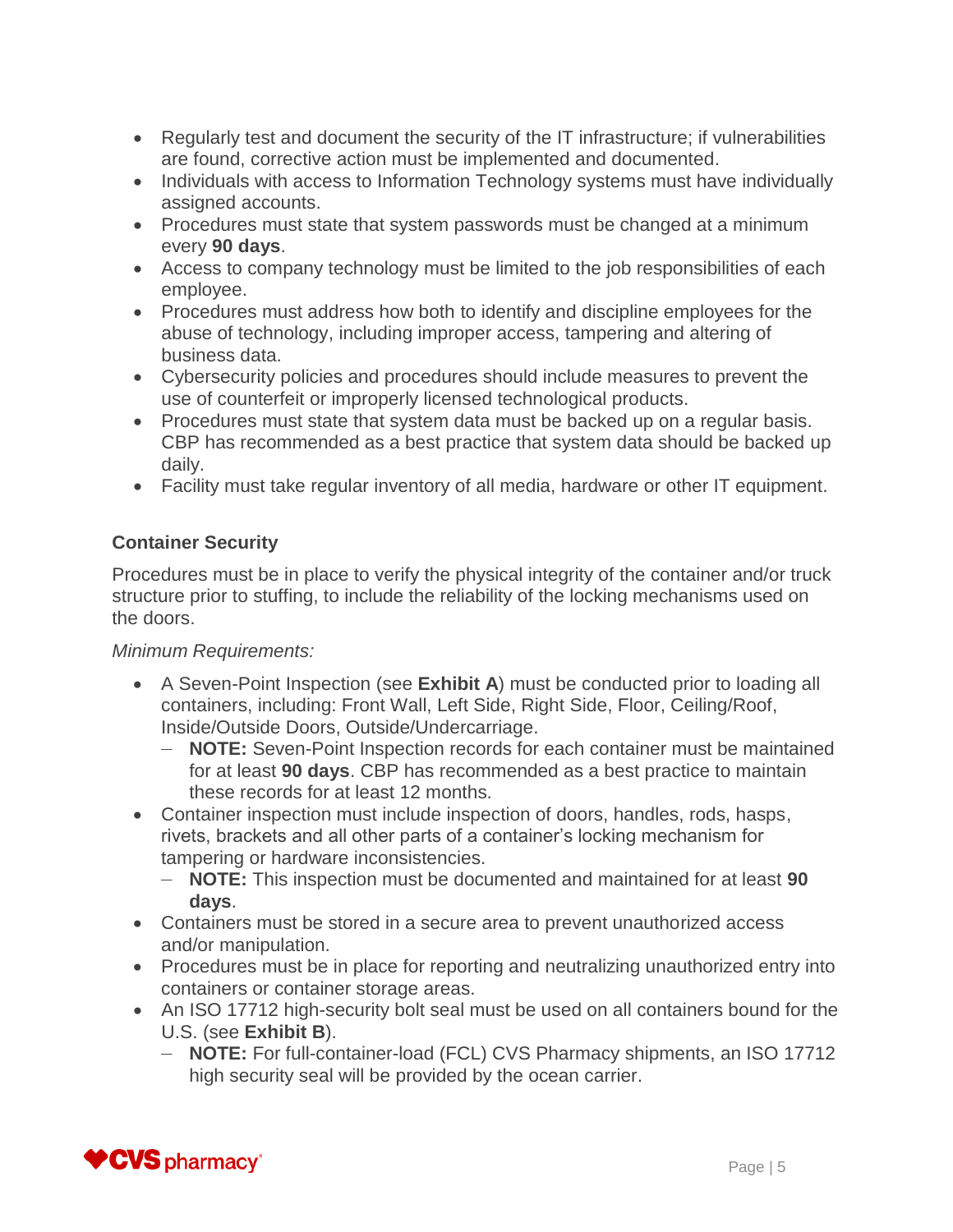- Regularly test and document the security of the IT infrastructure; if vulnerabilities are found, corrective action must be implemented and documented.
- Individuals with access to Information Technology systems must have individually assigned accounts.
- Procedures must state that system passwords must be changed at a minimum every **90 days**.
- Access to company technology must be limited to the job responsibilities of each employee.
- Procedures must address how both to identify and discipline employees for the abuse of technology, including improper access, tampering and altering of business data.
- Cybersecurity policies and procedures should include measures to prevent the use of counterfeit or improperly licensed technological products.
- Procedures must state that system data must be backed up on a regular basis. CBP has recommended as a best practice that system data should be backed up daily.
- Facility must take regular inventory of all media, hardware or other IT equipment.

### Container Security

Procedures must be in place to verify the physical integrity of the container and/or truck structure prior to stuffing, to include the reliability of the locking mechanisms used on the doors.

*Minimum Requirements:*

- A Seven-Point Inspection (see **Exhibit A**) must be conducted prior to loading all containers, including: Front Wall, Left Side, Right Side, Floor, Ceiling/Roof, Inside/Outside Doors, Outside/Undercarriage.
  - **NOTE:** Seven-Point Inspection records for each container must be maintained for at least **90 days**. CBP has recommended as a best practice to maintain these records for at least 12 months.
- Container inspection must include inspection of doors, handles, rods, hasps, rivets, brackets and all other parts of a container's locking mechanism for tampering or hardware inconsistencies.
  - **NOTE:** This inspection must be documented and maintained for at least **90 days**.
- Containers must be stored in a secure area to prevent unauthorized access and/or manipulation.
- Procedures must be in place for reporting and neutralizing unauthorized entry into containers or container storage areas.
- An ISO 17712 high-security bolt seal must be used on all containers bound for the U.S. (see **Exhibit B**).
  - **NOTE:** For full-container-load (FCL) CVS Pharmacy shipments, an ISO 17712 high security seal will be provided by the ocean carrier.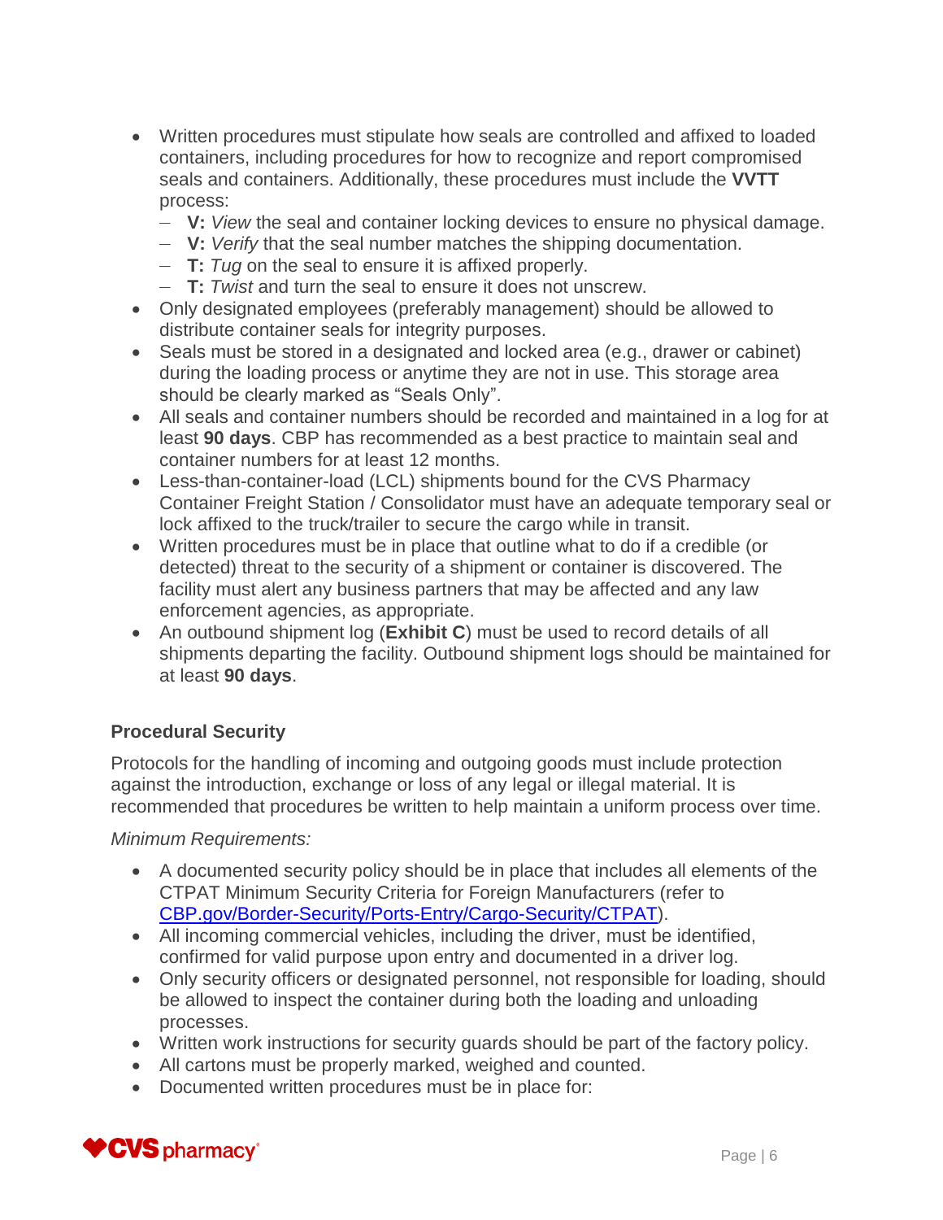- Written procedures must stipulate how seals are controlled and affixed to loaded containers, including procedures for how to recognize and report compromised seals and containers. Additionally, these procedures must include the **VVTT** process:
  - **V:** *View* the seal and container locking devices to ensure no physical damage.
  - **V:** *Verify* that the seal number matches the shipping documentation.
  - **T:** *Tug* on the seal to ensure it is affixed properly.
  - **T:** *Twist* and turn the seal to ensure it does not unscrew.
- Only designated employees (preferably management) should be allowed to distribute container seals for integrity purposes.
- Seals must be stored in a designated and locked area (e.g., drawer or cabinet) during the loading process or anytime they are not in use. This storage area should be clearly marked as “Seals Only”.
- All seals and container numbers should be recorded and maintained in a log for at least **90 days**. CBP has recommended as a best practice to maintain seal and container numbers for at least 12 months.
- Less-than-container-load (LCL) shipments bound for the CVS Pharmacy Container Freight Station / Consolidator must have an adequate temporary seal or lock affixed to the truck/trailer to secure the cargo while in transit.
- Written procedures must be in place that outline what to do if a credible (or detected) threat to the security of a shipment or container is discovered. The facility must alert any business partners that may be affected and any law enforcement agencies, as appropriate.
- An outbound shipment log (**Exhibit C**) must be used to record details of all shipments departing the facility. Outbound shipment logs should be maintained for at least **90 days**.

### Procedural Security

Protocols for the handling of incoming and outgoing goods must include protection against the introduction, exchange or loss of any legal or illegal material. It is recommended that procedures be written to help maintain a uniform process over time.

*Minimum Requirements:*

- A documented security policy should be in place that includes all elements of the CTPAT Minimum Security Criteria for Foreign Manufacturers (refer to CBP.gov/Border-Security/Ports-Entry/Cargo-Security/CTPAT).
- All incoming commercial vehicles, including the driver, must be identified, confirmed for valid purpose upon entry and documented in a driver log.
- Only security officers or designated personnel, not responsible for loading, should be allowed to inspect the container during both the loading and unloading processes.
- Written work instructions for security guards should be part of the factory policy.
- All cartons must be properly marked, weighed and counted.
- Documented written procedures must be in place for: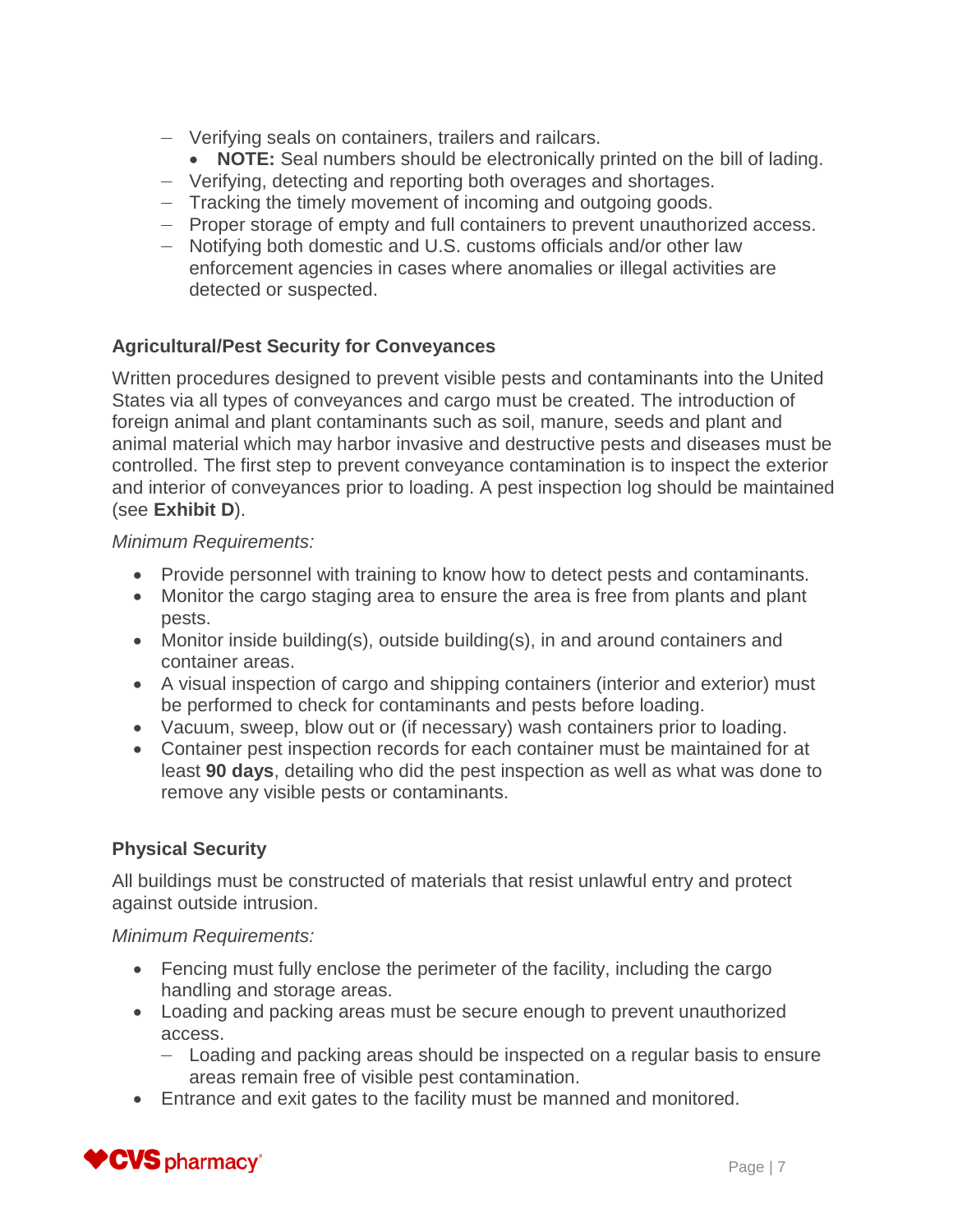- Verifying seals on containers, trailers and railcars.
    - **NOTE:** Seal numbers should be electronically printed on the bill of lading.
  - Verifying, detecting and reporting both overages and shortages.
  - Tracking the timely movement of incoming and outgoing goods.
  - Proper storage of empty and full containers to prevent unauthorized access.
  - Notifying both domestic and U.S. customs officials and/or other law enforcement agencies in cases where anomalies or illegal activities are detected or suspected.

### Agricultural/Pest Security for Conveyances

Written procedures designed to prevent visible pests and contaminants into the United States via all types of conveyances and cargo must be created. The introduction of foreign animal and plant contaminants such as soil, manure, seeds and plant and animal material which may harbor invasive and destructive pests and diseases must be controlled. The first step to prevent conveyance contamination is to inspect the exterior and interior of conveyances prior to loading. A pest inspection log should be maintained (see **Exhibit D**).

*Minimum Requirements:*

- Provide personnel with training to know how to detect pests and contaminants.
- Monitor the cargo staging area to ensure the area is free from plants and plant pests.
- Monitor inside building(s), outside building(s), in and around containers and container areas.
- A visual inspection of cargo and shipping containers (interior and exterior) must be performed to check for contaminants and pests before loading.
- Vacuum, sweep, blow out or (if necessary) wash containers prior to loading.
- Container pest inspection records for each container must be maintained for at least **90 days**, detailing who did the pest inspection as well as what was done to remove any visible pests or contaminants.

### Physical Security

All buildings must be constructed of materials that resist unlawful entry and protect against outside intrusion.

*Minimum Requirements:*

- Fencing must fully enclose the perimeter of the facility, including the cargo handling and storage areas.
- Loading and packing areas must be secure enough to prevent unauthorized access.
  - Loading and packing areas should be inspected on a regular basis to ensure areas remain free of visible pest contamination.
- Entrance and exit gates to the facility must be manned and monitored.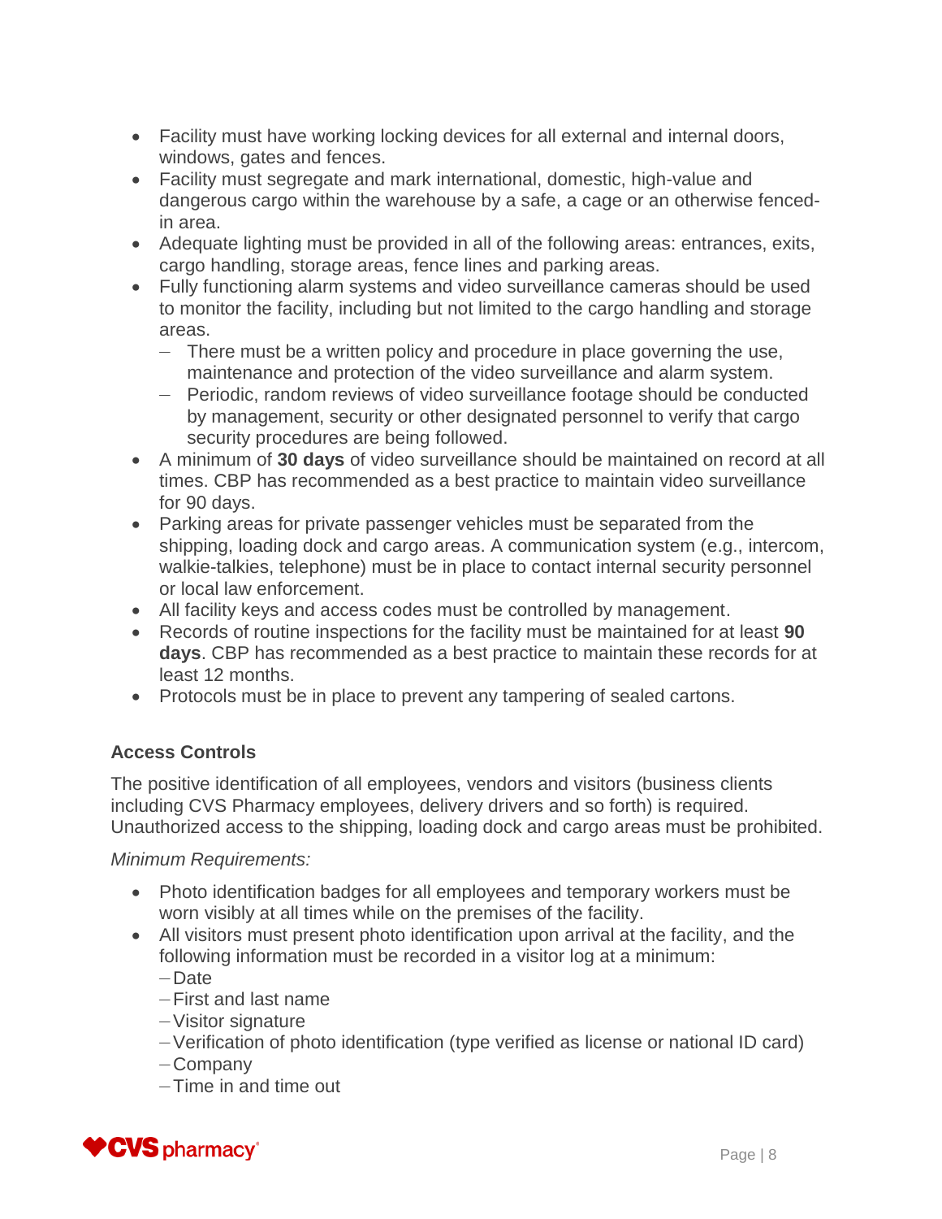- Facility must have working locking devices for all external and internal doors, windows, gates and fences.
- Facility must segregate and mark international, domestic, high-value and dangerous cargo within the warehouse by a safe, a cage or an otherwise fenced-in area.
- Adequate lighting must be provided in all of the following areas: entrances, exits, cargo handling, storage areas, fence lines and parking areas.
- Fully functioning alarm systems and video surveillance cameras should be used to monitor the facility, including but not limited to the cargo handling and storage areas.
  - There must be a written policy and procedure in place governing the use, maintenance and protection of the video surveillance and alarm system.
  - Periodic, random reviews of video surveillance footage should be conducted by management, security or other designated personnel to verify that cargo security procedures are being followed.
- A minimum of **30 days** of video surveillance should be maintained on record at all times. CBP has recommended as a best practice to maintain video surveillance for 90 days.
- Parking areas for private passenger vehicles must be separated from the shipping, loading dock and cargo areas. A communication system (e.g., intercom, walkie-talkies, telephone) must be in place to contact internal security personnel or local law enforcement.
- All facility keys and access codes must be controlled by management.
- Records of routine inspections for the facility must be maintained for at least **90 days**. CBP has recommended as a best practice to maintain these records for at least 12 months.
- Protocols must be in place to prevent any tampering of sealed cartons.

### Access Controls

The positive identification of all employees, vendors and visitors (business clients including CVS Pharmacy employees, delivery drivers and so forth) is required. Unauthorized access to the shipping, loading dock and cargo areas must be prohibited.

*Minimum Requirements:*

- Photo identification badges for all employees and temporary workers must be worn visibly at all times while on the premises of the facility.
- All visitors must present photo identification upon arrival at the facility, and the following information must be recorded in a visitor log at a minimum:
  - Date
  - First and last name
  - Visitor signature
  - Verification of photo identification (type verified as license or national ID card)
  - Company
  - Time in and time out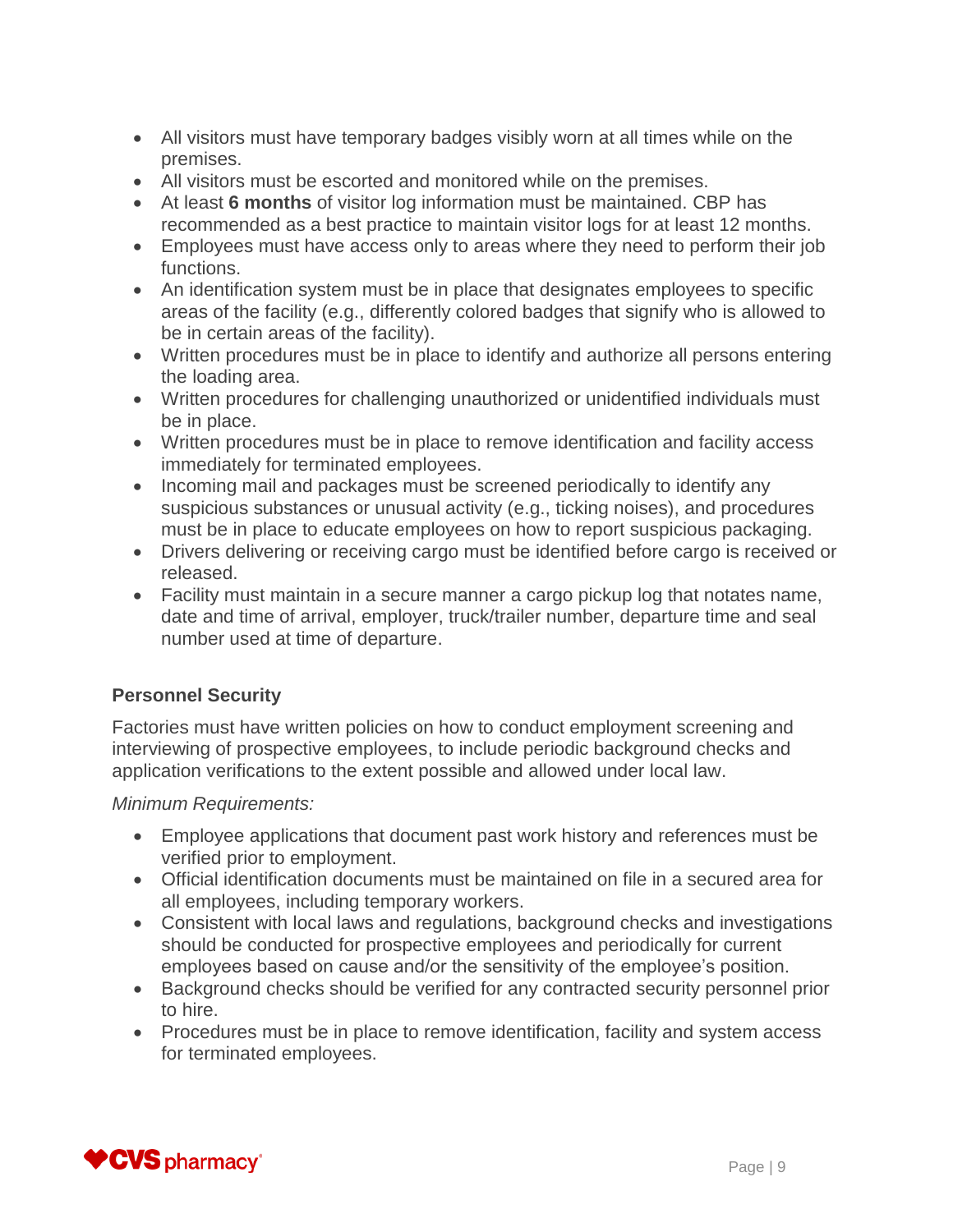- All visitors must have temporary badges visibly worn at all times while on the premises.
- All visitors must be escorted and monitored while on the premises.
- At least **6 months** of visitor log information must be maintained. CBP has recommended as a best practice to maintain visitor logs for at least 12 months.
- Employees must have access only to areas where they need to perform their job functions.
- An identification system must be in place that designates employees to specific areas of the facility (e.g., differently colored badges that signify who is allowed to be in certain areas of the facility).
- Written procedures must be in place to identify and authorize all persons entering the loading area.
- Written procedures for challenging unauthorized or unidentified individuals must be in place.
- Written procedures must be in place to remove identification and facility access immediately for terminated employees.
- Incoming mail and packages must be screened periodically to identify any suspicious substances or unusual activity (e.g., ticking noises), and procedures must be in place to educate employees on how to report suspicious packaging.
- Drivers delivering or receiving cargo must be identified before cargo is received or released.
- Facility must maintain in a secure manner a cargo pickup log that notates name, date and time of arrival, employer, truck/trailer number, departure time and seal number used at time of departure.

### Personnel Security

Factories must have written policies on how to conduct employment screening and interviewing of prospective employees, to include periodic background checks and application verifications to the extent possible and allowed under local law.

*Minimum Requirements:*

- Employee applications that document past work history and references must be verified prior to employment.
- Official identification documents must be maintained on file in a secured area for all employees, including temporary workers.
- Consistent with local laws and regulations, background checks and investigations should be conducted for prospective employees and periodically for current employees based on cause and/or the sensitivity of the employee's position.
- Background checks should be verified for any contracted security personnel prior to hire.
- Procedures must be in place to remove identification, facility and system access for terminated employees.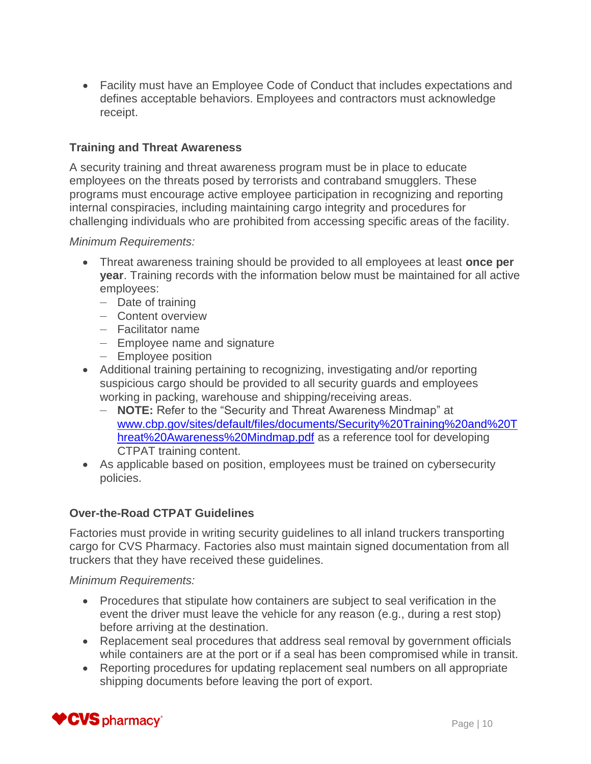- Facility must have an Employee Code of Conduct that includes expectations and defines acceptable behaviors. Employees and contractors must acknowledge receipt.

### Training and Threat Awareness

A security training and threat awareness program must be in place to educate employees on the threats posed by terrorists and contraband smugglers. These programs must encourage active employee participation in recognizing and reporting internal conspiracies, including maintaining cargo integrity and procedures for challenging individuals who are prohibited from accessing specific areas of the facility.

*Minimum Requirements:*

- Threat awareness training should be provided to all employees at least **once per year**. Training records with the information below must be maintained for all active employees:
  - Date of training
  - Content overview
  - Facilitator name
  - Employee name and signature
  - Employee position
- Additional training pertaining to recognizing, investigating and/or reporting suspicious cargo should be provided to all security guards and employees working in packing, warehouse and shipping/receiving areas.
  - **NOTE:** Refer to the "Security and Threat Awareness Mindmap" at [www.cbp.gov/sites/default/files/documents/Security%20Training%20and%20Threat%20Awareness%20Mindmap.pdf](www.cbp.gov/sites/default/files/documents/Security%20Training%20and%20Threat%20Awareness%20Mindmap.pdf) as a reference tool for developing CTPAT training content.
- As applicable based on position, employees must be trained on cybersecurity policies.

### Over-the-Road CTPAT Guidelines

Factories must provide in writing security guidelines to all inland truckers transporting cargo for CVS Pharmacy. Factories also must maintain signed documentation from all truckers that they have received these guidelines.

*Minimum Requirements:*

- Procedures that stipulate how containers are subject to seal verification in the event the driver must leave the vehicle for any reason (e.g., during a rest stop) before arriving at the destination.
- Replacement seal procedures that address seal removal by government officials while containers are at the port or if a seal has been compromised while in transit.
- Reporting procedures for updating replacement seal numbers on all appropriate shipping documents before leaving the port of export.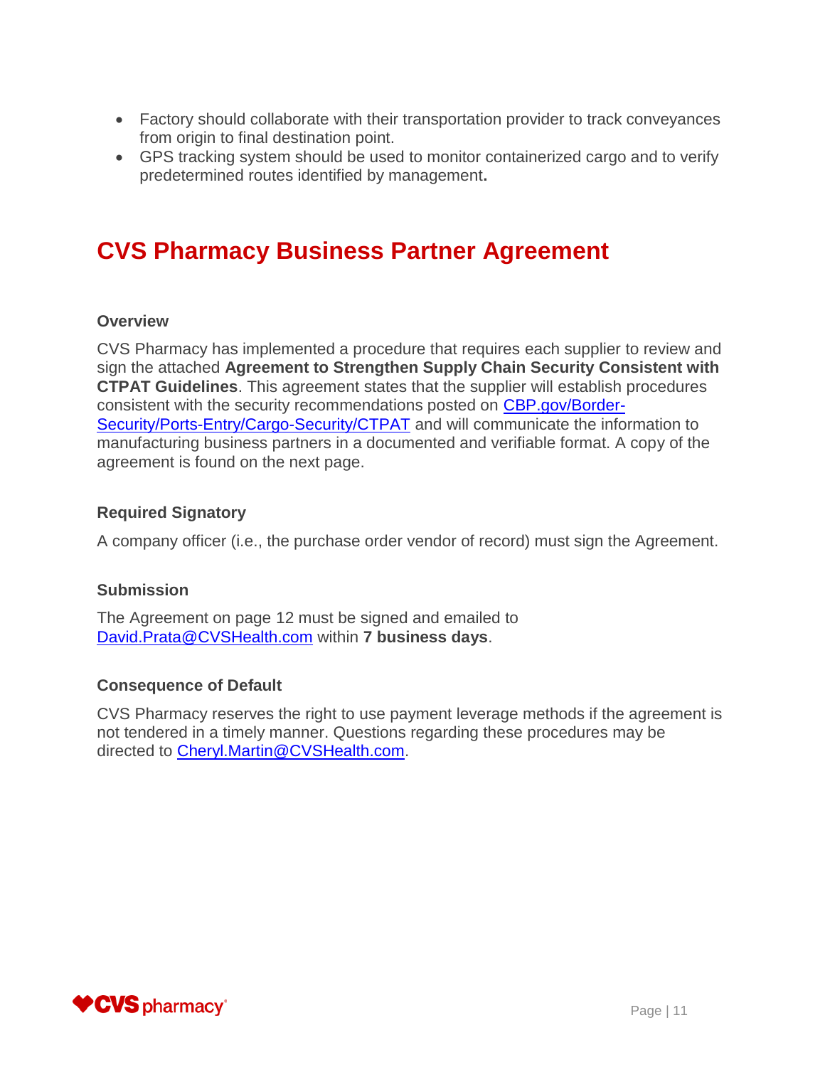- Factory should collaborate with their transportation provider to track conveyances from origin to final destination point.
- GPS tracking system should be used to monitor containerized cargo and to verify predetermined routes identified by management**.**

# CVS Pharmacy Business Partner Agreement

### Overview

CVS Pharmacy has implemented a procedure that requires each supplier to review and sign the attached **Agreement to Strengthen Supply Chain Security Consistent with CTPAT Guidelines**. This agreement states that the supplier will establish procedures consistent with the security recommendations posted on [CBP.gov/Border-Security/Ports-Entry/Cargo-Security/CTPAT](CBP.gov/Border-Security/Ports-Entry/Cargo-Security/CTPAT) and will communicate the information to manufacturing business partners in a documented and verifiable format. A copy of the agreement is found on the next page.

### Required Signatory

A company officer (i.e., the purchase order vendor of record) must sign the Agreement.

### Submission

The Agreement on page 12 must be signed and emailed to [David.Prata@CVSHealth.com](mailto:David.Prata@CVSHealth.com) within **7 business days**.

### Consequence of Default

CVS Pharmacy reserves the right to use payment leverage methods if the agreement is not tendered in a timely manner. Questions regarding these procedures may be directed to [Cheryl.Martin@CVSHealth.com](mailto:Cheryl.Martin@CVSHealth.com).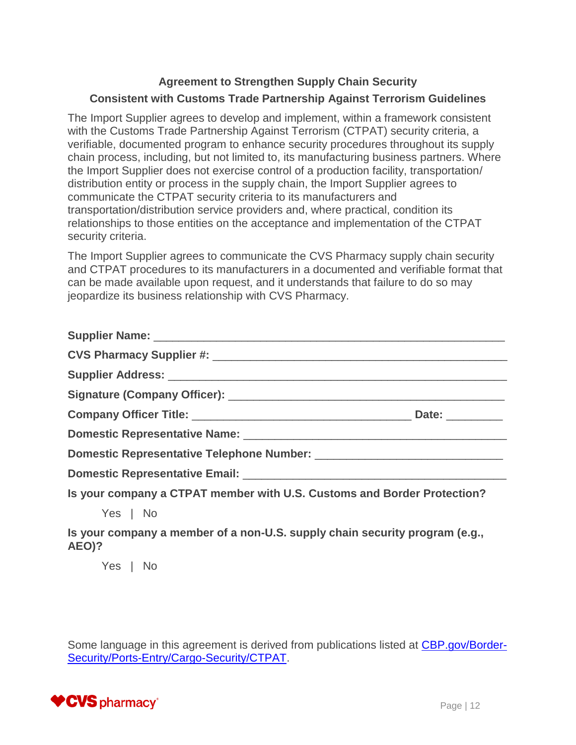## Agreement to Strengthen Supply Chain Security
## Consistent with Customs Trade Partnership Against Terrorism Guidelines

The Import Supplier agrees to develop and implement, within a framework consistent with the Customs Trade Partnership Against Terrorism (CTPAT) security criteria, a verifiable, documented program to enhance security procedures throughout its supply chain process, including, but not limited to, its manufacturing business partners. Where the Import Supplier does not exercise control of a production facility, transportation/ distribution entity or process in the supply chain, the Import Supplier agrees to communicate the CTPAT security criteria to its manufacturers and transportation/distribution service providers and, where practical, condition its relationships to those entities on the acceptance and implementation of the CTPAT security criteria.

The Import Supplier agrees to communicate the CVS Pharmacy supply chain security and CTPAT procedures to its manufacturers in a documented and verifiable format that can be made available upon request, and it understands that failure to do so may jeopardize its business relationship with CVS Pharmacy.

**Supplier Name:** ______________________________________________________

**CVS Pharmacy Supplier #:** ____________________________________________

**Supplier Address:** ___________________________________________________

**Signature (Company Officer):** _________________________________________

**Company Officer Title:** __________________________________ **Date:** _________

**Domestic Representative Name:** _______________________________________

**Domestic Representative Telephone Number:** ____________________________

**Domestic Representative Email:** _______________________________________

**Is your company a CTPAT member with U.S. Customs and Border Protection?**

Yes | No

**Is your company a member of a non-U.S. supply chain security program (e.g., AEO)?**

Yes | No

Some language in this agreement is derived from publications listed at [CBP.gov/Border-Security/Ports-Entry/Cargo-Security/CTPAT](CBP.gov/Border-Security/Ports-Entry/Cargo-Security/CTPAT).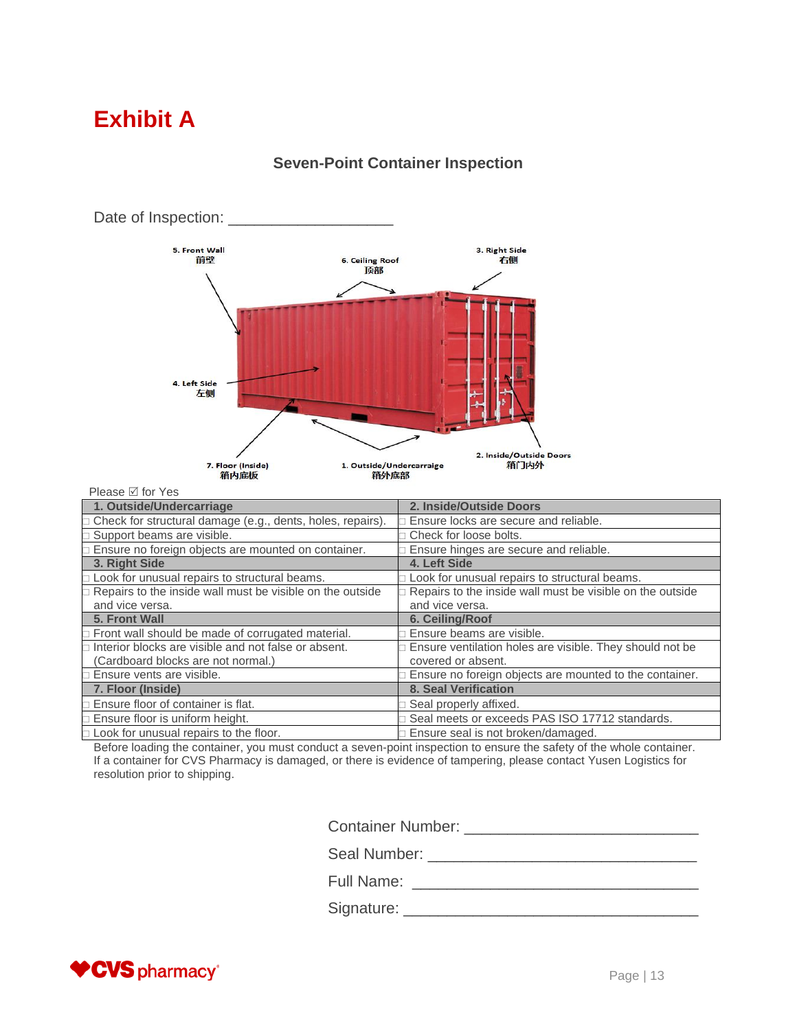# Exhibit A

### Seven-Point Container Inspection

Date of Inspection: ___________________

5. Front Wall 前壁

6. Ceiling Roof 顶部

3. Right Side 右侧

4. Left Side 左侧

7. Floor (Inside) 箱内底板

1. Outside/Undercarraige 箱外底部

2. Inside/Outside Doors 箱门内外

Please ☑ for Yes

| 1. Outside/Undercarriage | 2. Inside/Outside Doors |
|---|---|
| □ Check for structural damage (e.g., dents, holes, repairs). | □ Ensure locks are secure and reliable. |
| □ Support beams are visible. | □ Check for loose bolts. |
| □ Ensure no foreign objects are mounted on container. | □ Ensure hinges are secure and reliable. |
| **3. Right Side** | **4. Left Side** |
| □ Look for unusual repairs to structural beams. | □ Look for unusual repairs to structural beams. |
| □ Repairs to the inside wall must be visible on the outside and vice versa. | □ Repairs to the inside wall must be visible on the outside and vice versa. |
| **5. Front Wall** | **6. Ceiling/Roof** |
| □ Front wall should be made of corrugated material. | □ Ensure beams are visible. |
| □ Interior blocks are visible and not false or absent. (Cardboard blocks are not normal.) | □ Ensure ventilation holes are visible. They should not be covered or absent. |
| □ Ensure vents are visible. | □ Ensure no foreign objects are mounted to the container. |
| **7. Floor (Inside)** | **8. Seal Verification** |
| □ Ensure floor of container is flat. | □ Seal properly affixed. |
| □ Ensure floor is uniform height. | □ Seal meets or exceeds PAS ISO 17712 standards. |
| □ Look for unusual repairs to the floor. | □ Ensure seal is not broken/damaged. |

Before loading the container, you must conduct a seven-point inspection to ensure the safety of the whole container. If a container for CVS Pharmacy is damaged, or there is evidence of tampering, please contact Yusen Logistics for resolution prior to shipping.

Container Number: ___________________________

Seal Number: _______________________________

Full Name: ________________________________

Signature: _________________________________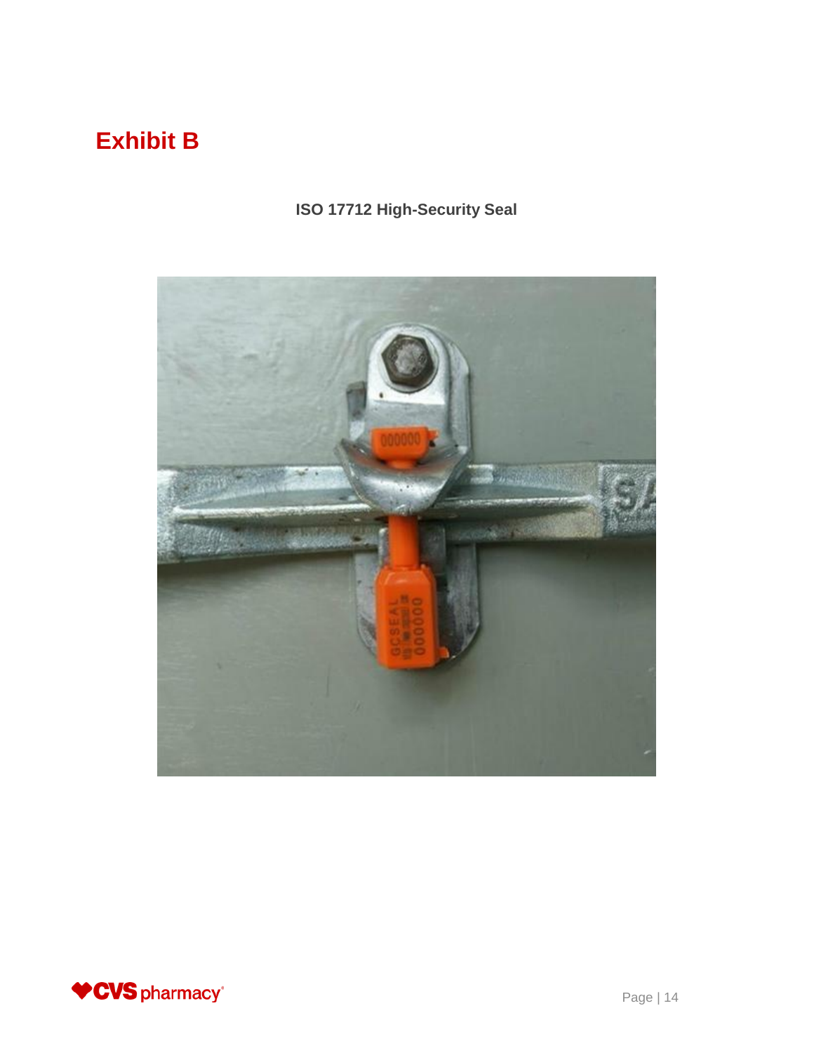# Exhibit B

**ISO 17712 High-Security Seal**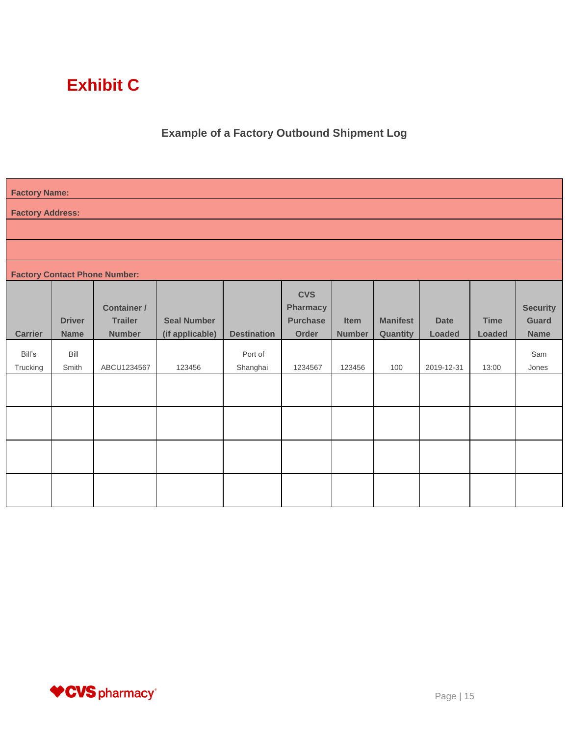# Exhibit C

### Example of a Factory Outbound Shipment Log

**Factory Name:**

**Factory Address:**

**Factory Contact Phone Number:**

| Carrier | Driver Name | Container / Trailer Number | Seal Number (if applicable) | Destination | CVS Pharmacy Purchase Order | Item Number | Manifest Quantity | Date Loaded | Time Loaded | Security Guard Name |
|---|---|---|---|---|---|---|---|---|---|---|
| Bill's Trucking | Bill Smith | ABCU1234567 | 123456 | Port of Shanghai | 1234567 | 123456 | 100 | 2019-12-31 | 13:00 | Sam Jones |
| | | | | | | | | | | |
| | | | | | | | | | | |
| | | | | | | | | | | |
| | | | | | | | | | | |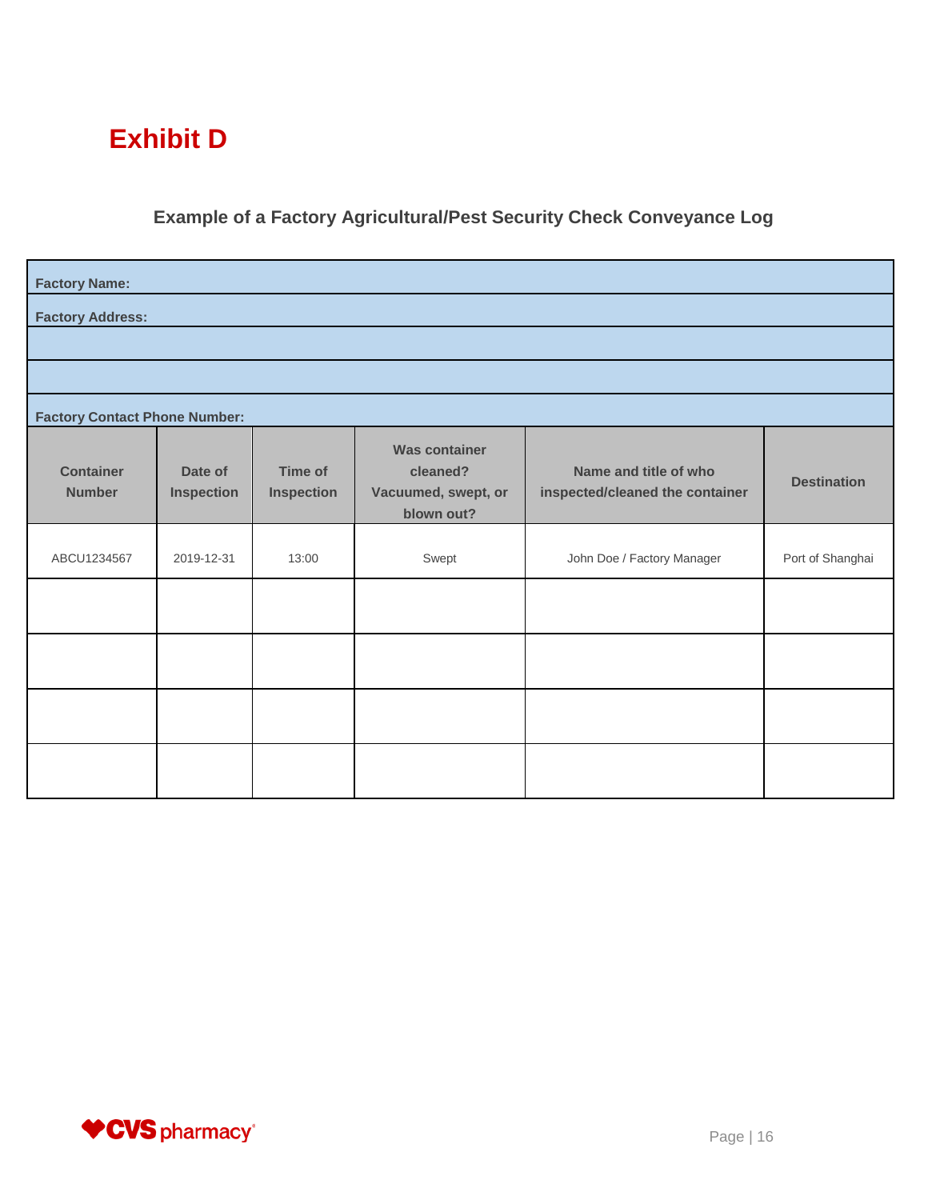# Exhibit D

## Example of a Factory Agricultural/Pest Security Check Conveyance Log

| | | | | | |
|---|---|---|---|---|---|
| **Factory Name:** | | | | | |
| **Factory Address:** | | | | | |
| | | | | | |
| | | | | | |
| **Factory Contact Phone Number:** | | | | | |
| **Container Number** | **Date of Inspection** | **Time of Inspection** | **Was container cleaned? Vacuumed, swept, or blown out?** | **Name and title of who inspected/cleaned the container** | **Destination** |
| ABCU1234567 | 2019-12-31 | 13:00 | Swept | John Doe / Factory Manager | Port of Shanghai |
| | | | | | |
| | | | | | |
| | | | | | |
| | | | | | |